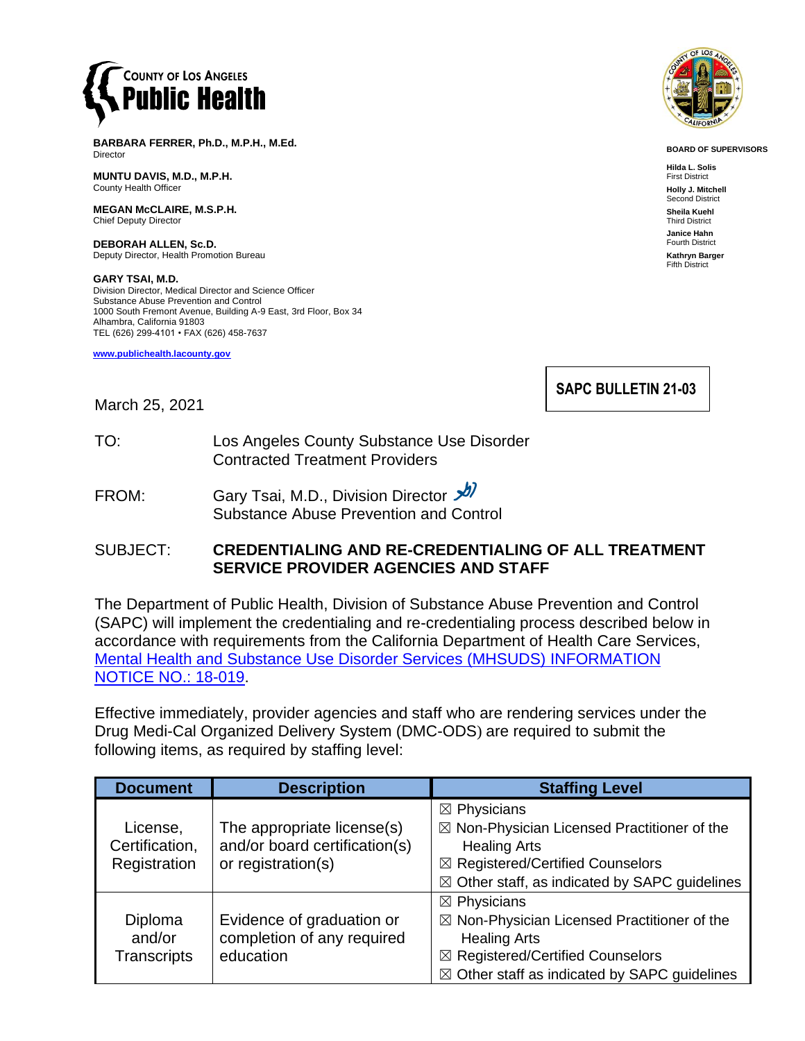**COUNTY OF LOS ANGELES Public Health**

**BARBARA FERRER, Ph.D., M.P.H., M.Ed.**
Director

**MUNTU DAVIS, M.D., M.P.H.**
County Health Officer

**MEGAN McCLAIRE, M.S.P.H.**
Chief Deputy Director

**DEBORAH ALLEN, Sc.D.**
Deputy Director, Health Promotion Bureau

**GARY TSAI, M.D.**
Division Director, Medical Director and Science Officer
Substance Abuse Prevention and Control
1000 South Fremont Avenue, Building A-9 East, 3rd Floor, Box 34
Alhambra, California 91803
TEL (626) 299-4101 • FAX (626) 458-7637

www.publichealth.lacounty.gov

**BOARD OF SUPERVISORS**

**Hilda L. Solis**
First District

**Holly J. Mitchell**
Second District

**Sheila Kuehl**
Third District

**Janice Hahn**
Fourth District

**Kathryn Barger**
Fifth District

**SAPC BULLETIN 21-03**

March 25, 2021

TO: Los Angeles County Substance Use Disorder Contracted Treatment Providers

FROM: Gary Tsai, M.D., Division Director
Substance Abuse Prevention and Control

SUBJECT: **CREDENTIALING AND RE-CREDENTIALING OF ALL TREATMENT SERVICE PROVIDER AGENCIES AND STAFF**

The Department of Public Health, Division of Substance Abuse Prevention and Control (SAPC) will implement the credentialing and re-credentialing process described below in accordance with requirements from the California Department of Health Care Services, [Mental Health and Substance Use Disorder Services (MHSUDS) INFORMATION NOTICE NO.: 18-019](#).

Effective immediately, provider agencies and staff who are rendering services under the Drug Medi-Cal Organized Delivery System (DMC-ODS) are required to submit the following items, as required by staffing level:

| Document | Description | Staffing Level |
|---|---|---|
| License, Certification, Registration | The appropriate license(s) and/or board certification(s) or registration(s) | ☒ Physicians<br>☒ Non-Physician Licensed Practitioner of the Healing Arts<br>☒ Registered/Certified Counselors<br>☒ Other staff, as indicated by SAPC guidelines |
| Diploma and/or Transcripts | Evidence of graduation or completion of any required education | ☒ Physicians<br>☒ Non-Physician Licensed Practitioner of the Healing Arts<br>☒ Registered/Certified Counselors<br>☒ Other staff as indicated by SAPC guidelines |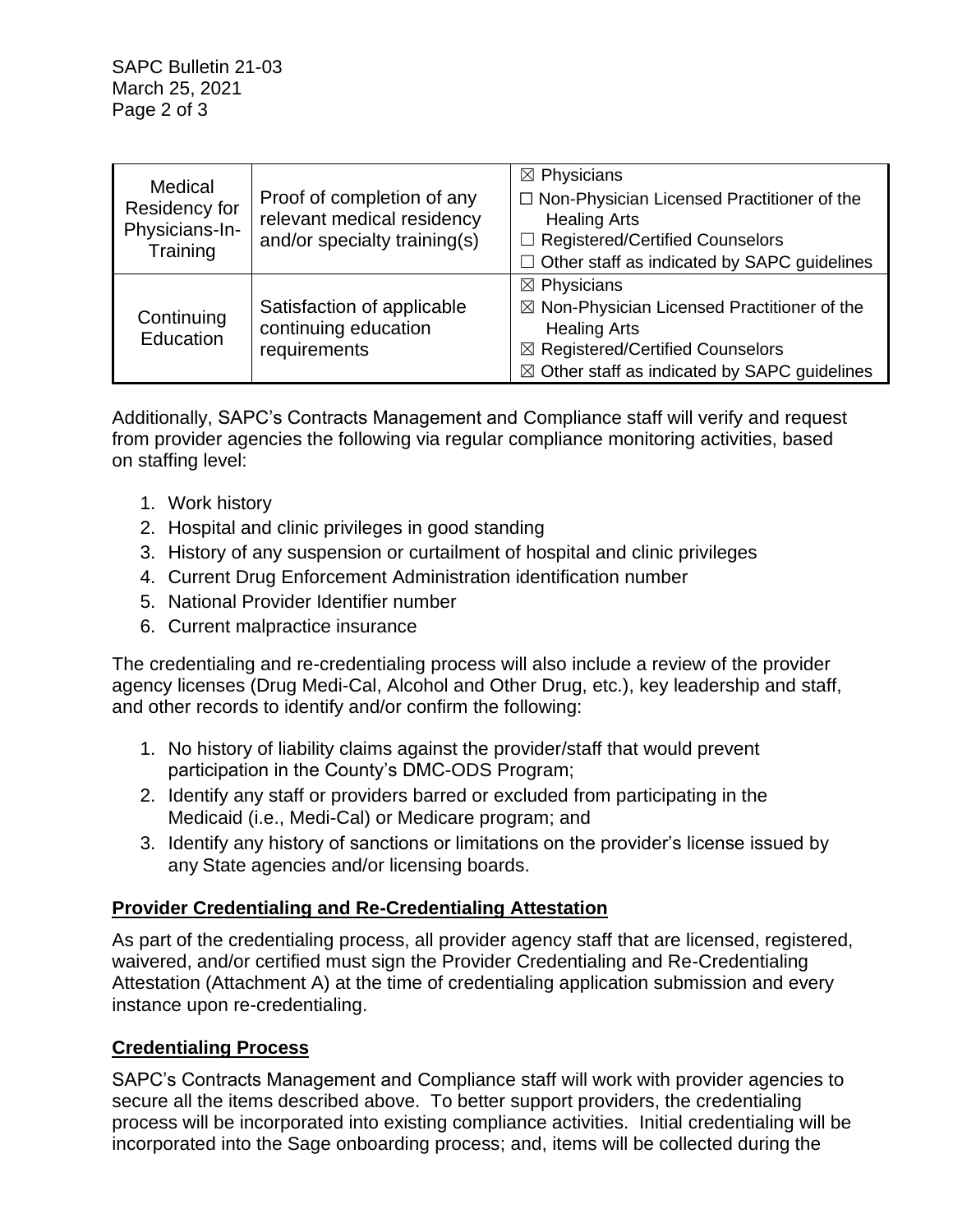| Medical Residency for Physicians-In-Training | Proof of completion of any relevant medical residency and/or specialty training(s) | ☒ Physicians<br>☐ Non-Physician Licensed Practitioner of the Healing Arts<br>☐ Registered/Certified Counselors<br>☐ Other staff as indicated by SAPC guidelines |
|---|---|---|
| Continuing Education | Satisfaction of applicable continuing education requirements | ☒ Physicians<br>☒ Non-Physician Licensed Practitioner of the Healing Arts<br>☒ Registered/Certified Counselors<br>☒ Other staff as indicated by SAPC guidelines |

Additionally, SAPC's Contracts Management and Compliance staff will verify and request from provider agencies the following via regular compliance monitoring activities, based on staffing level:

1. Work history
2. Hospital and clinic privileges in good standing
3. History of any suspension or curtailment of hospital and clinic privileges
4. Current Drug Enforcement Administration identification number
5. National Provider Identifier number
6. Current malpractice insurance

The credentialing and re-credentialing process will also include a review of the provider agency licenses (Drug Medi-Cal, Alcohol and Other Drug, etc.), key leadership and staff, and other records to identify and/or confirm the following:

1. No history of liability claims against the provider/staff that would prevent participation in the County's DMC-ODS Program;
2. Identify any staff or providers barred or excluded from participating in the Medicaid (i.e., Medi-Cal) or Medicare program; and
3. Identify any history of sanctions or limitations on the provider's license issued by any State agencies and/or licensing boards.

## **Provider Credentialing and Re-Credentialing Attestation**

As part of the credentialing process, all provider agency staff that are licensed, registered, waivered, and/or certified must sign the Provider Credentialing and Re-Credentialing Attestation (Attachment A) at the time of credentialing application submission and every instance upon re-credentialing.

## **Credentialing Process**

SAPC's Contracts Management and Compliance staff will work with provider agencies to secure all the items described above. To better support providers, the credentialing process will be incorporated into existing compliance activities. Initial credentialing will be incorporated into the Sage onboarding process; and, items will be collected during the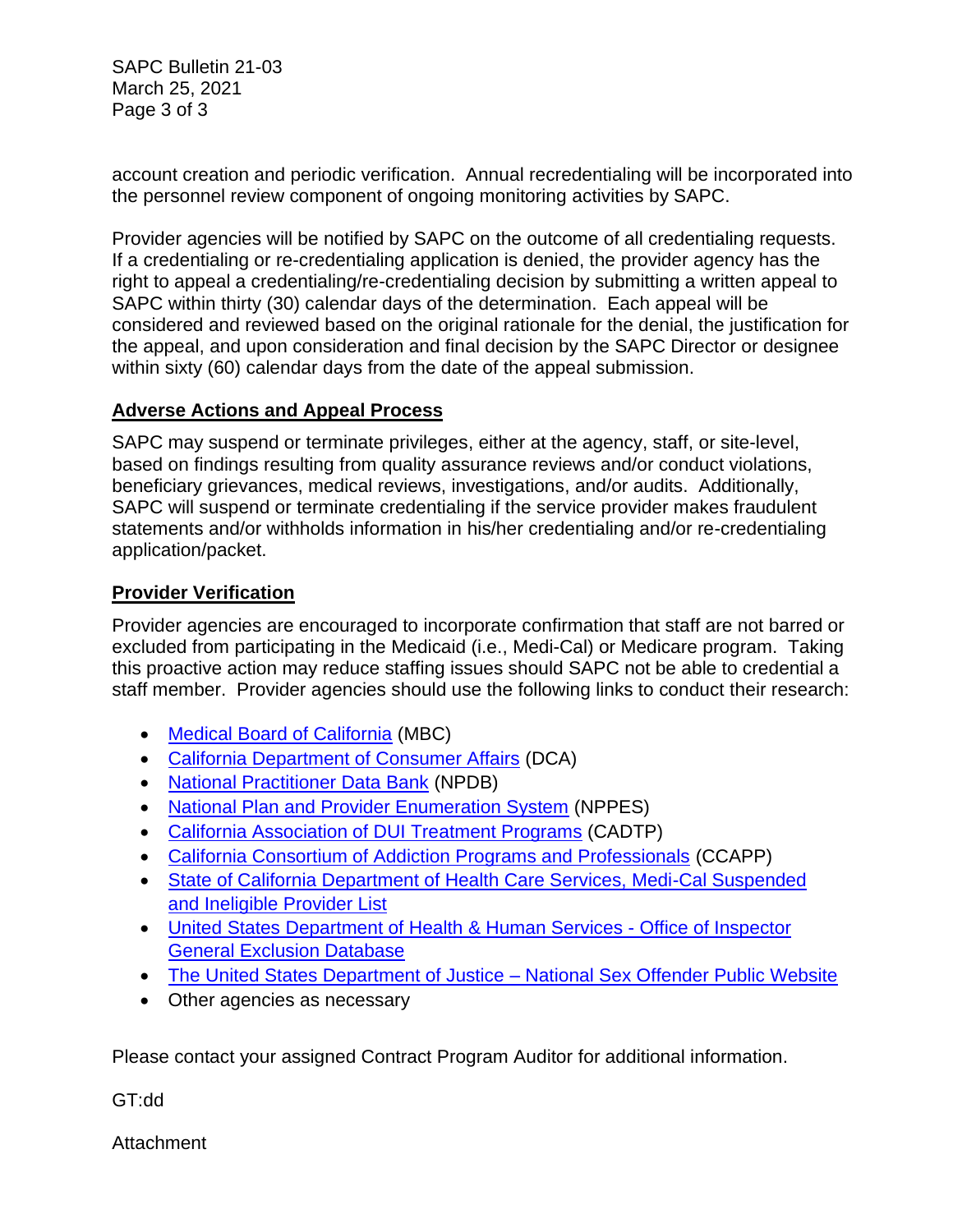account creation and periodic verification. Annual recredentialing will be incorporated into the personnel review component of ongoing monitoring activities by SAPC.

Provider agencies will be notified by SAPC on the outcome of all credentialing requests. If a credentialing or re-credentialing application is denied, the provider agency has the right to appeal a credentialing/re-credentialing decision by submitting a written appeal to SAPC within thirty (30) calendar days of the determination. Each appeal will be considered and reviewed based on the original rationale for the denial, the justification for the appeal, and upon consideration and final decision by the SAPC Director or designee within sixty (60) calendar days from the date of the appeal submission.

## Adverse Actions and Appeal Process

SAPC may suspend or terminate privileges, either at the agency, staff, or site-level, based on findings resulting from quality assurance reviews and/or conduct violations, beneficiary grievances, medical reviews, investigations, and/or audits. Additionally, SAPC will suspend or terminate credentialing if the service provider makes fraudulent statements and/or withholds information in his/her credentialing and/or re-credentialing application/packet.

## Provider Verification

Provider agencies are encouraged to incorporate confirmation that staff are not barred or excluded from participating in the Medicaid (i.e., Medi-Cal) or Medicare program. Taking this proactive action may reduce staffing issues should SAPC not be able to credential a staff member. Provider agencies should use the following links to conduct their research:

- Medical Board of California (MBC)
- California Department of Consumer Affairs (DCA)
- National Practitioner Data Bank (NPDB)
- National Plan and Provider Enumeration System (NPPES)
- California Association of DUI Treatment Programs (CADTP)
- California Consortium of Addiction Programs and Professionals (CCAPP)
- State of California Department of Health Care Services, Medi-Cal Suspended and Ineligible Provider List
- United States Department of Health & Human Services - Office of Inspector General Exclusion Database
- The United States Department of Justice – National Sex Offender Public Website
- Other agencies as necessary

Please contact your assigned Contract Program Auditor for additional information.

GT:dd

Attachment